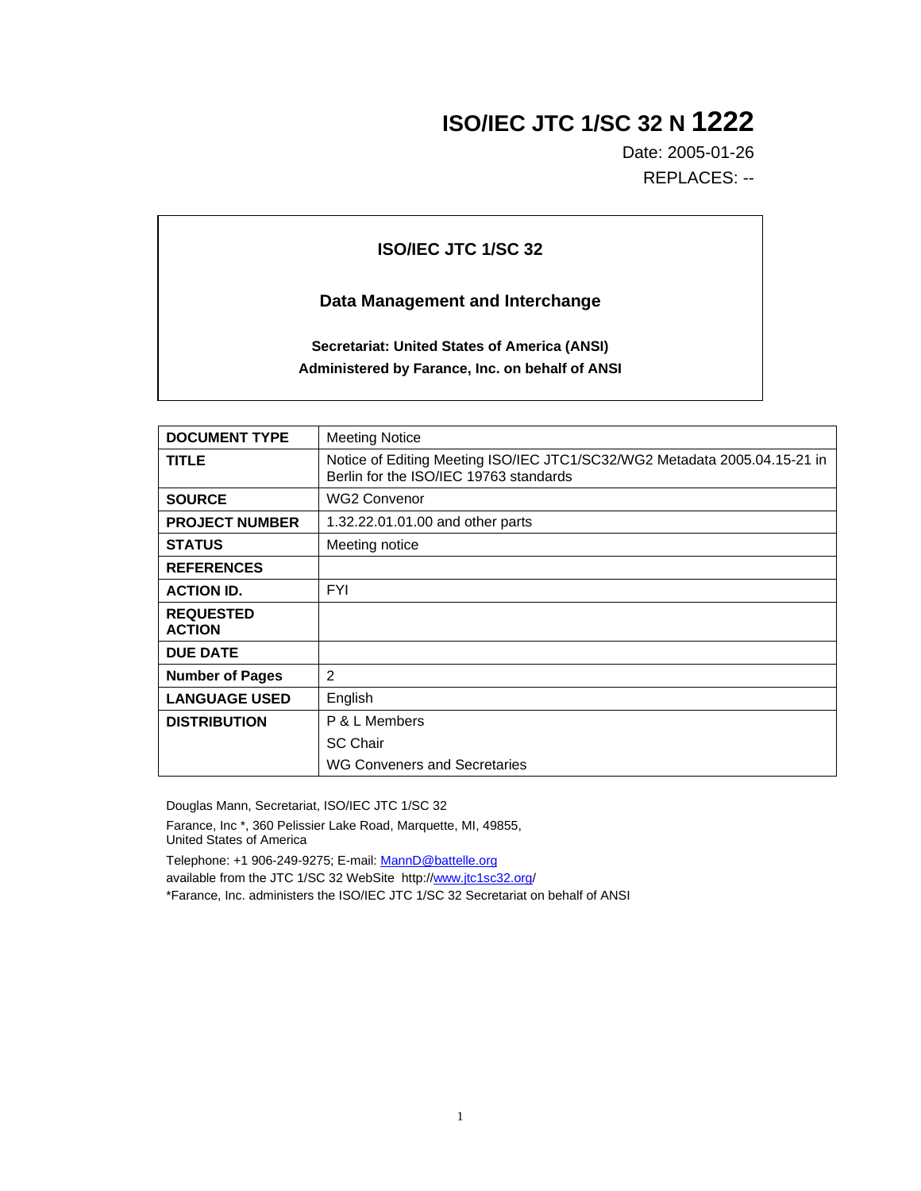# ISO/IEC JTC 1/SC 32 N 1222

Date: 2005-01-26

REPLACES: --

**ISO/IEC JTC 1/SC 32**

**Data Management and Interchange**

**Secretariat: United States of America (ANSI)**

**Administered by Farance, Inc. on behalf of ANSI**

| | |
|---|---|
| **DOCUMENT TYPE** | Meeting Notice |
| **TITLE** | Notice of Editing Meeting ISO/IEC JTC1/SC32/WG2 Metadata 2005.04.15-21 in Berlin for the ISO/IEC 19763 standards |
| **SOURCE** | WG2 Convenor |
| **PROJECT NUMBER** | 1.32.22.01.01.00 and other parts |
| **STATUS** | Meeting notice |
| **REFERENCES** | |
| **ACTION ID.** | FYI |
| **REQUESTED ACTION** | |
| **DUE DATE** | |
| **Number of Pages** | 2 |
| **LANGUAGE USED** | English |
| **DISTRIBUTION** | P & L Members<br>SC Chair<br>WG Conveners and Secretaries |

Douglas Mann, Secretariat, ISO/IEC JTC 1/SC 32

Farance, Inc *, 360 Pelissier Lake Road, Marquette, MI, 49855, United States of America

Telephone: +1 906-249-9275; E-mail: MannD@battelle.org

available from the JTC 1/SC 32 WebSite http://www.jtc1sc32.org/

*Farance, Inc. administers the ISO/IEC JTC 1/SC 32 Secretariat on behalf of ANSI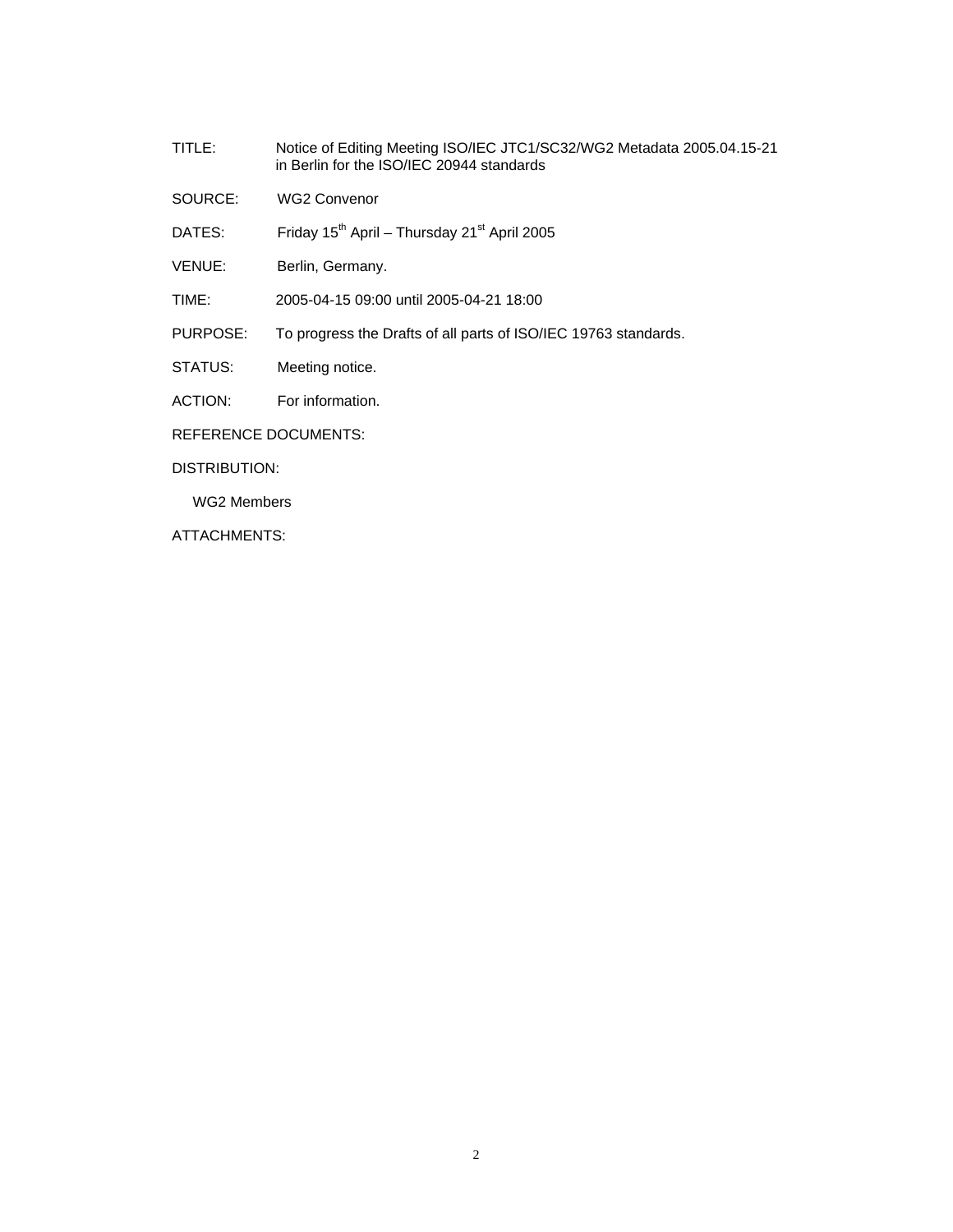TITLE: Notice of Editing Meeting ISO/IEC JTC1/SC32/WG2 Metadata 2005.04.15-21 in Berlin for the ISO/IEC 20944 standards

SOURCE: WG2 Convenor

DATES: Friday 15th April – Thursday 21st April 2005

VENUE: Berlin, Germany.

TIME: 2005-04-15 09:00 until 2005-04-21 18:00

PURPOSE: To progress the Drafts of all parts of ISO/IEC 19763 standards.

STATUS: Meeting notice.

ACTION: For information.

REFERENCE DOCUMENTS:

DISTRIBUTION:

WG2 Members

ATTACHMENTS: